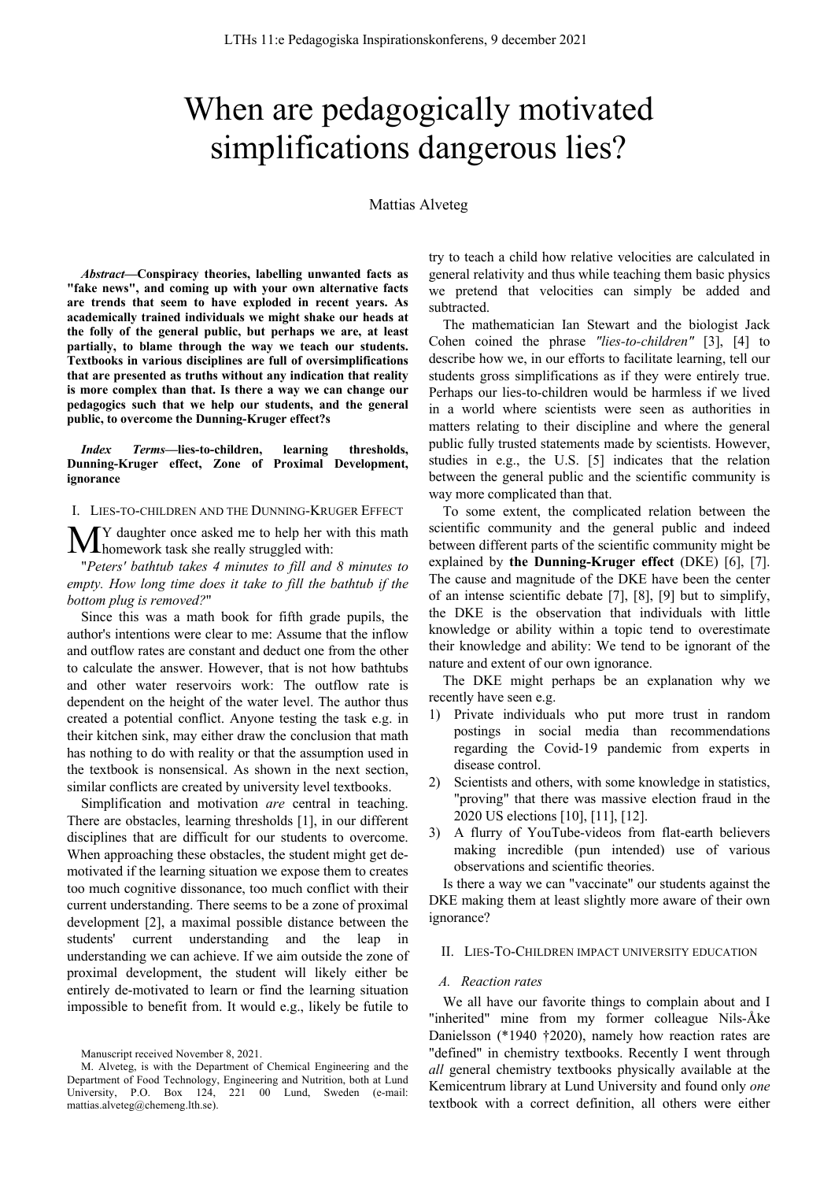# When are pedagogically motivated simplifications dangerous lies?

Mattias Alveteg

***Abstract*—Conspiracy theories, labelling unwanted facts as "fake news", and coming up with your own alternative facts are trends that seem to have exploded in recent years. As academically trained individuals we might shake our heads at the folly of the general public, but perhaps we are, at least partially, to blame through the way we teach our students. Textbooks in various disciplines are full of oversimplifications that are presented as truths without any indication that reality is more complex than that. Is there a way we can change our pedagogics such that we help our students, and the general public, to overcome the Dunning-Kruger effect?s**

***Index Terms*—lies-to-children, learning thresholds, Dunning-Kruger effect, Zone of Proximal Development, ignorance**

## I. Lies-to-children and the Dunning-Kruger Effect

My daughter once asked me to help her with this math homework task she really struggled with:

"*Peters' bathtub takes 4 minutes to fill and 8 minutes to empty. How long time does it take to fill the bathtub if the bottom plug is removed?*"

Since this was a math book for fifth grade pupils, the author's intentions were clear to me: Assume that the inflow and outflow rates are constant and deduct one from the other to calculate the answer. However, that is not how bathtubs and other water reservoirs work: The outflow rate is dependent on the height of the water level. The author thus created a potential conflict. Anyone testing the task e.g. in their kitchen sink, may either draw the conclusion that math has nothing to do with reality or that the assumption used in the textbook is nonsensical. As shown in the next section, similar conflicts are created by university level textbooks.

Simplification and motivation *are* central in teaching. There are obstacles, learning thresholds [1], in our different disciplines that are difficult for our students to overcome. When approaching these obstacles, the student might get de-motivated if the learning situation we expose them to creates too much cognitive dissonance, too much conflict with their current understanding. There seems to be a zone of proximal development [2], a maximal possible distance between the students' current understanding and the leap in understanding we can achieve. If we aim outside the zone of proximal development, the student will likely either be entirely de-motivated to learn or find the learning situation impossible to benefit from. It would e.g., likely be futile to try to teach a child how relative velocities are calculated in general relativity and thus while teaching them basic physics we pretend that velocities can simply be added and subtracted.

The mathematician Ian Stewart and the biologist Jack Cohen coined the phrase *"lies-to-children"* [3], [4] to describe how we, in our efforts to facilitate learning, tell our students gross simplifications as if they were entirely true. Perhaps our lies-to-children would be harmless if we lived in a world where scientists were seen as authorities in matters relating to their discipline and where the general public fully trusted statements made by scientists. However, studies in e.g., the U.S. [5] indicates that the relation between the general public and the scientific community is way more complicated than that.

To some extent, the complicated relation between the scientific community and the general public and indeed between different parts of the scientific community might be explained by **the Dunning-Kruger effect** (DKE) [6], [7]. The cause and magnitude of the DKE have been the center of an intense scientific debate [7], [8], [9] but to simplify, the DKE is the observation that individuals with little knowledge or ability within a topic tend to overestimate their knowledge and ability: We tend to be ignorant of the nature and extent of our own ignorance.

The DKE might perhaps be an explanation why we recently have seen e.g.

1) Private individuals who put more trust in random postings in social media than recommendations regarding the Covid-19 pandemic from experts in disease control.
2) Scientists and others, with some knowledge in statistics, "proving" that there was massive election fraud in the 2020 US elections [10], [11], [12].
3) A flurry of YouTube-videos from flat-earth believers making incredible (pun intended) use of various observations and scientific theories.

Is there a way we can "vaccinate" our students against the DKE making them at least slightly more aware of their own ignorance?

## II. Lies-To-Children impact university education

### A. Reaction rates

We all have our favorite things to complain about and I "inherited" mine from my former colleague Nils-Åke Danielsson (*1940 †2020), namely how reaction rates are "defined" in chemistry textbooks. Recently I went through *all* general chemistry textbooks physically available at the Kemicentrum library at Lund University and found only *one* textbook with a correct definition, all others were either

Manuscript received November 8, 2021.

M. Alveteg, is with the Department of Chemical Engineering and the Department of Food Technology, Engineering and Nutrition, both at Lund University, P.O. Box 124, 221 00 Lund, Sweden (e-mail: mattias.alveteg@chemeng.lth.se).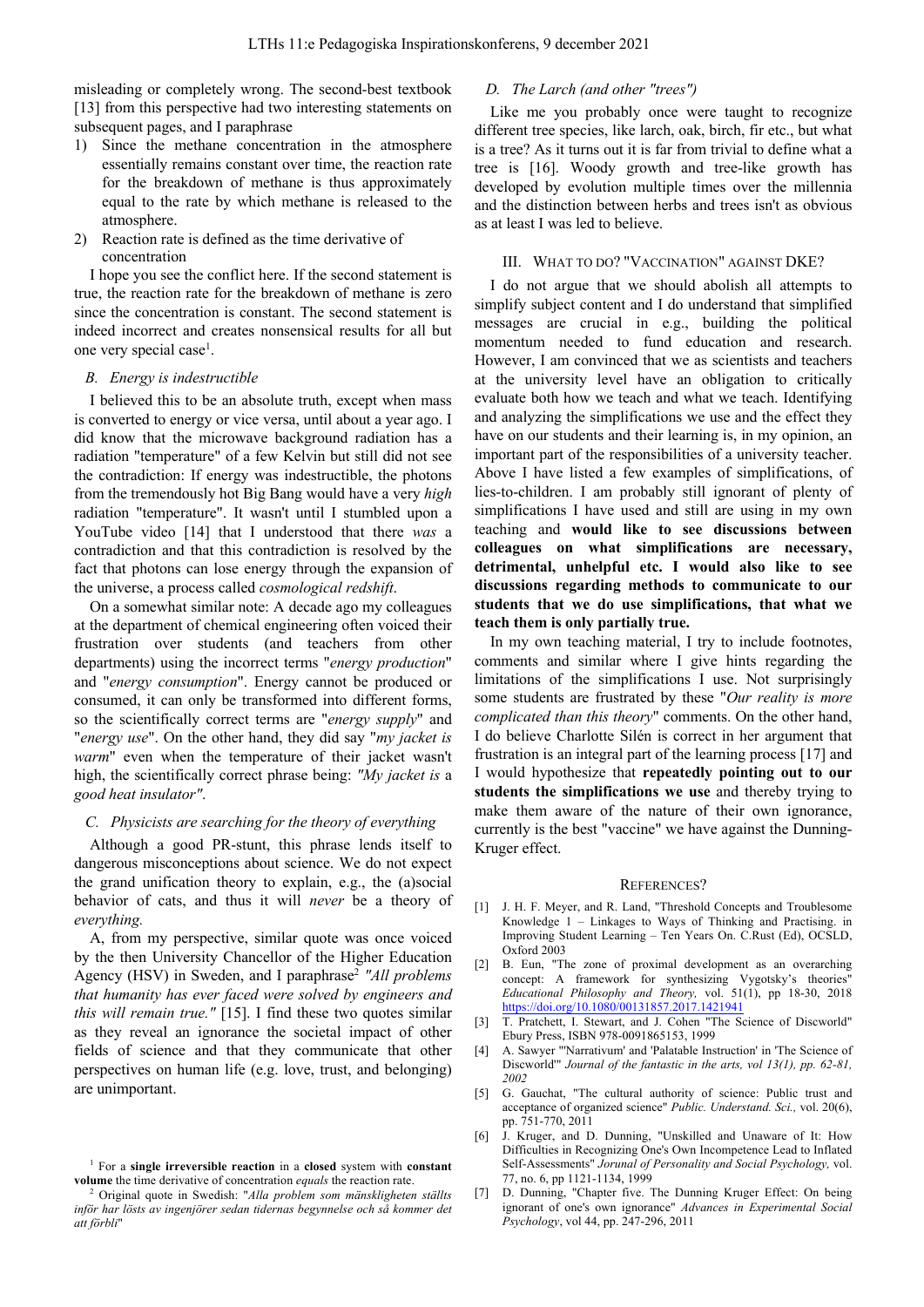misleading or completely wrong. The second-best textbook [13] from this perspective had two interesting statements on subsequent pages, and I paraphrase

1) Since the methane concentration in the atmosphere essentially remains constant over time, the reaction rate for the breakdown of methane is thus approximately equal to the rate by which methane is released to the atmosphere.
2) Reaction rate is defined as the time derivative of concentration

I hope you see the conflict here. If the second statement is true, the reaction rate for the breakdown of methane is zero since the concentration is constant. The second statement is indeed incorrect and creates nonsensical results for all but one very special case[1].

### B. *Energy is indestructible*

I believed this to be an absolute truth, except when mass is converted to energy or vice versa, until about a year ago. I did know that the microwave background radiation has a radiation "temperature" of a few Kelvin but still did not see the contradiction: If energy was indestructible, the photons from the tremendously hot Big Bang would have a very *high* radiation "temperature". It wasn't until I stumbled upon a YouTube video [14] that I understood that there *was* a contradiction and that this contradiction is resolved by the fact that photons can lose energy through the expansion of the universe, a process called *cosmological redshift*.

On a somewhat similar note: A decade ago my colleagues at the department of chemical engineering often voiced their frustration over students (and teachers from other departments) using the incorrect terms "*energy production*" and "*energy consumption*". Energy cannot be produced or consumed, it can only be transformed into different forms, so the scientifically correct terms are "*energy supply*" and "*energy use*". On the other hand, they did say "*my jacket is warm*" even when the temperature of their jacket wasn't high, the scientifically correct phrase being: *"My jacket is a good heat insulator"*.

### C. *Physicists are searching for the theory of everything*

Although a good PR-stunt, this phrase lends itself to dangerous misconceptions about science. We do not expect the grand unification theory to explain, e.g., the (a)social behavior of cats, and thus it will *never* be a theory of *everything*.

A, from my perspective, similar quote was once voiced by the then University Chancellor of the Higher Education Agency (HSV) in Sweden, and I paraphrase[2] *"All problems that humanity has ever faced were solved by engineers and this will remain true."* [15]. I find these two quotes similar as they reveal an ignorance the societal impact of other fields of science and that they communicate that other perspectives on human life (e.g. love, trust, and belonging) are unimportant.

### D. *The Larch (and other "trees")*

Like me you probably once were taught to recognize different tree species, like larch, oak, birch, fir etc., but what is a tree? As it turns out it is far from trivial to define what a tree is [16]. Woody growth and tree-like growth has developed by evolution multiple times over the millennia and the distinction between herbs and trees isn't as obvious as at least I was led to believe.

## III. What to do? "Vaccination" against DKE?

I do not argue that we should abolish all attempts to simplify subject content and I do understand that simplified messages are crucial in e.g., building the political momentum needed to fund education and research. However, I am convinced that we as scientists and teachers at the university level have an obligation to critically evaluate both how we teach and what we teach. Identifying and analyzing the simplifications we use and the effect they have on our students and their learning is, in my opinion, an important part of the responsibilities of a university teacher. Above I have listed a few examples of simplifications, of lies-to-children. I am probably still ignorant of plenty of simplifications I have used and still are using in my own teaching and **would like to see discussions between colleagues on what simplifications are necessary, detrimental, unhelpful etc. I would also like to see discussions regarding methods to communicate to our students that we do use simplifications, that what we teach them is only partially true.**

In my own teaching material, I try to include footnotes, comments and similar where I give hints regarding the limitations of the simplifications I use. Not surprisingly some students are frustrated by these "*Our reality is more complicated than this theory*" comments. On the other hand, I do believe Charlotte Silén is correct in her argument that frustration is an integral part of the learning process [17] and I would hypothesize that **repeatedly pointing out to our students the simplifications we use** and thereby trying to make them aware of the nature of their own ignorance, currently is the best "vaccine" we have against the Dunning-Kruger effect.

## References?

[1] J. H. F. Meyer, and R. Land, "Threshold Concepts and Troublesome Knowledge 1 – Linkages to Ways of Thinking and Practising. in Improving Student Learning – Ten Years On. C.Rust (Ed), OCSLD, Oxford 2003

[2] B. Eun, "The zone of proximal development as an overarching concept: A framework for synthesizing Vygotsky's theories" *Educational Philosophy and Theory,* vol. 51(1), pp 18-30, 2018 https://doi.org/10.1080/00131857.2017.1421941

[3] T. Pratchett, I. Stewart, and J. Cohen "The Science of Discworld" Ebury Press, ISBN 978-0091865153, 1999

[4] A. Sawyer "'Narrativum' and 'Palatable Instruction' in 'The Science of Discworld'" *Journal of the fantastic in the arts, vol 13(1), pp. 62-81, 2002*

[5] G. Gauchat, "The cultural authority of science: Public trust and acceptance of organized science" *Public. Understand. Sci.,* vol. 20(6), pp. 751-770, 2011

[6] J. Kruger, and D. Dunning, "Unskilled and Unaware of It: How Difficulties in Recognizing One's Own Incompetence Lead to Inflated Self-Assessments" *Jornal of Personality and Social Psychology,* vol. 77, no. 6, pp 1121-1134, 1999

[7] D. Dunning, "Chapter five. The Dunning Kruger Effect: On being ignorant of one's own ignorance" *Advances in Experimental Social Psychology*, vol 44, pp. 247-296, 2011

---

[1] For a **single irreversible reaction** in a **closed** system with **constant volume** the time derivative of concentration *equals* the reaction rate.

[2] Original quote in Swedish: "*Alla problem som mänskligheten ställts inför har lösts av ingenjörer sedan tidernas begynnelse och så kommer det att förbli*"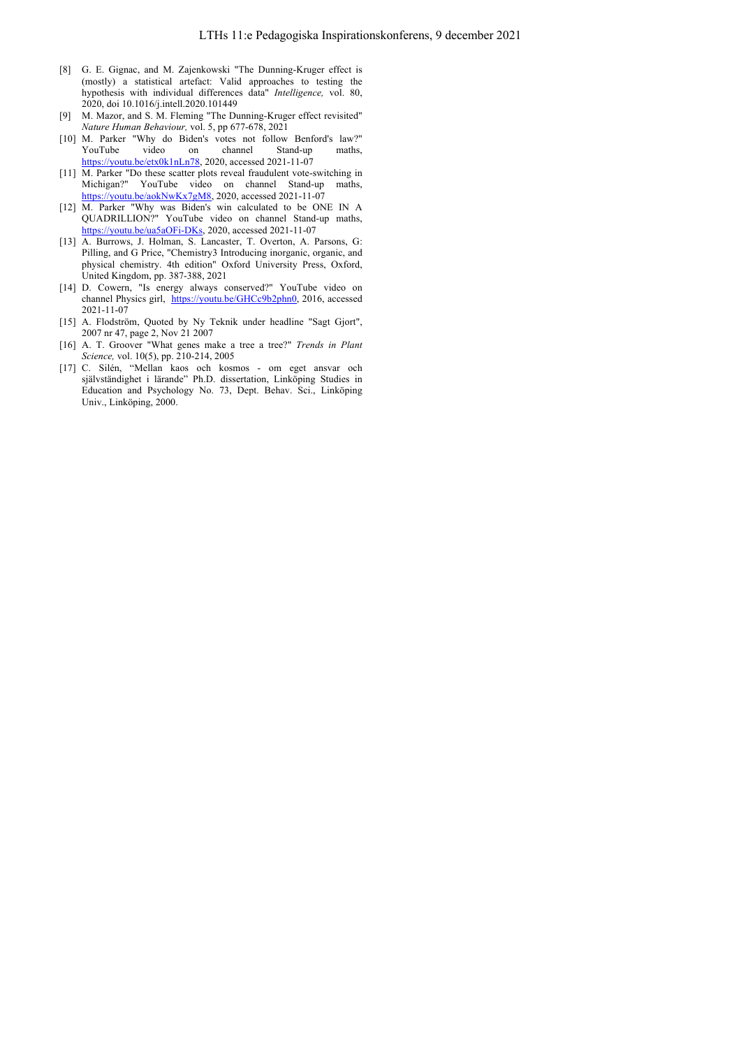[8] G. E. Gignac, and M. Zajenkowski "The Dunning-Kruger effect is (mostly) a statistical artefact: Valid approaches to testing the hypothesis with individual differences data" *Intelligence,* vol. 80, 2020, doi 10.1016/j.intell.2020.101449

[9] M. Mazor, and S. M. Fleming "The Dunning-Kruger effect revisited" *Nature Human Behaviour,* vol. 5, pp 677-678, 2021

[10] M. Parker "Why do Biden's votes not follow Benford's law?" YouTube video on channel Stand-up maths, https://youtu.be/etx0k1nLn78, 2020, accessed 2021-11-07

[11] M. Parker "Do these scatter plots reveal fraudulent vote-switching in Michigan?" YouTube video on channel Stand-up maths, https://youtu.be/aokNwKx7gM8, 2020, accessed 2021-11-07

[12] M. Parker "Why was Biden's win calculated to be ONE IN A QUADRILLION?" YouTube video on channel Stand-up maths, https://youtu.be/ua5aOFi-DKs, 2020, accessed 2021-11-07

[13] A. Burrows, J. Holman, S. Lancaster, T. Overton, A. Parsons, G: Pilling, and G Price, "Chemistry3 Introducing inorganic, organic, and physical chemistry. 4th edition" Oxford University Press, Oxford, United Kingdom, pp. 387-388, 2021

[14] D. Cowern, "Is energy always conserved?" YouTube video on channel Physics girl, https://youtu.be/GHCc9b2phn0, 2016, accessed 2021-11-07

[15] A. Flodström, Quoted by Ny Teknik under headline "Sagt Gjort", 2007 nr 47, page 2, Nov 21 2007

[16] A. T. Groover "What genes make a tree a tree?" *Trends in Plant Science,* vol. 10(5), pp. 210-214, 2005

[17] C. Silén, "Mellan kaos och kosmos - om eget ansvar och självständighet i lärande" Ph.D. dissertation, Linköping Studies in Education and Psychology No. 73, Dept. Behav. Sci., Linköping Univ., Linköping, 2000.